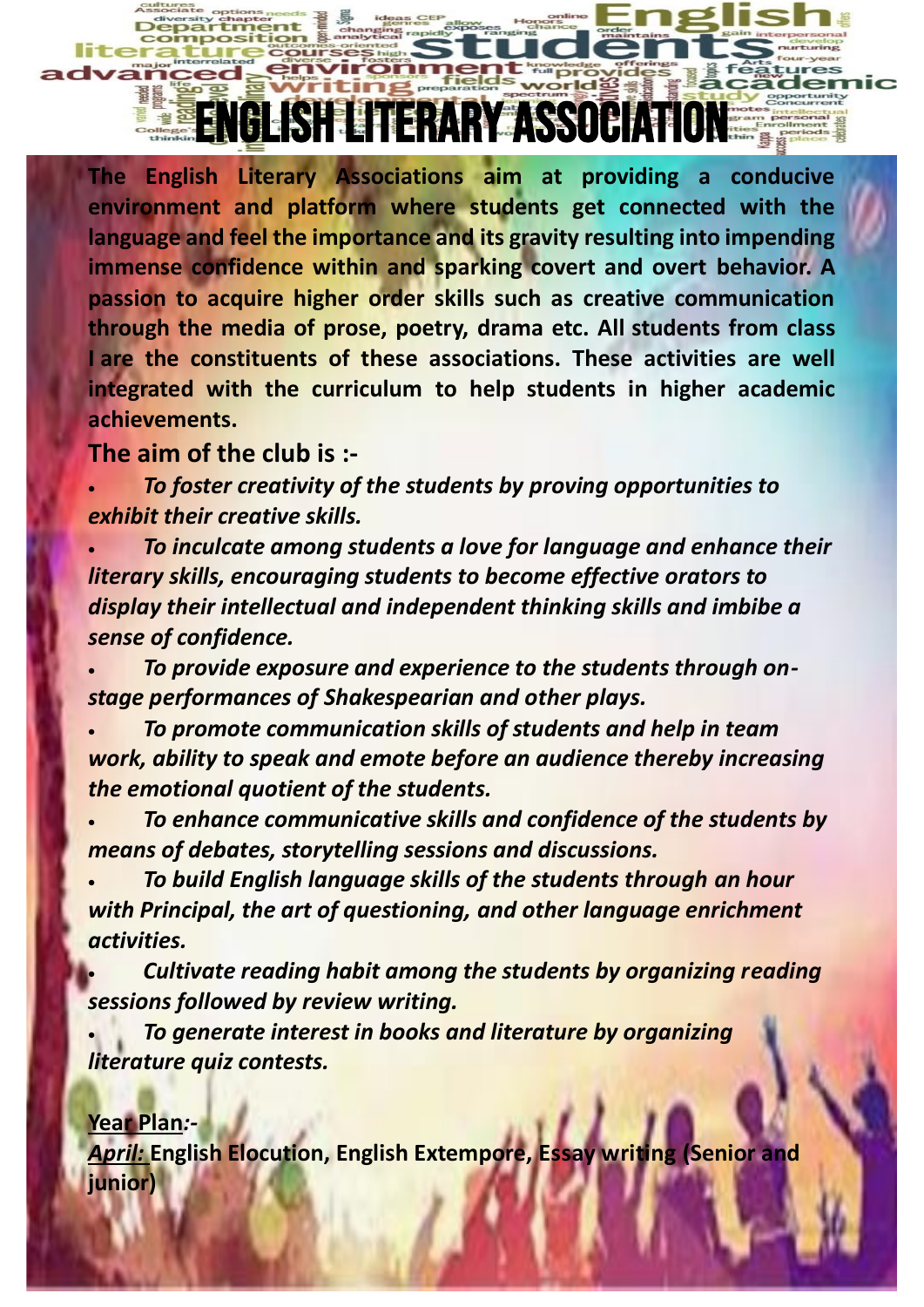# ENGLISH LITERARY ASSOCIATION

**The English Literary Associations aim at providing a conducive environment and platform where students get connected with the language and feel the importance and its gravity resulting into impending immense confidence within and sparking covert and overt behavior. A passion to acquire higher order skills such as creative communication through the media of prose, poetry, drama etc. All students from class I are the constituents of these associations. These activities are well integrated with the curriculum to help students in higher academic achievements.**

**The aim of the club is :-**

- ***To foster creativity of the students by proving opportunities to exhibit their creative skills.***
- ***To inculcate among students a love for language and enhance their literary skills, encouraging students to become effective orators to display their intellectual and independent thinking skills and imbibe a sense of confidence.***
- ***To provide exposure and experience to the students through on-stage performances of Shakespearian and other plays.***
- ***To promote communication skills of students and help in team work, ability to speak and emote before an audience thereby increasing the emotional quotient of the students.***
- ***To enhance communicative skills and confidence of the students by means of debates, storytelling sessions and discussions.***
- ***To build English language skills of the students through an hour with Principal, the art of questioning, and other language enrichment activities.***
- ***Cultivate reading habit among the students by organizing reading sessions followed by review writing.***
- ***To generate interest in books and literature by organizing literature quiz contests.***

**Year Plan:-**

***April:*** **English Elocution, English Extempore, Essay writing (Senior and junior)**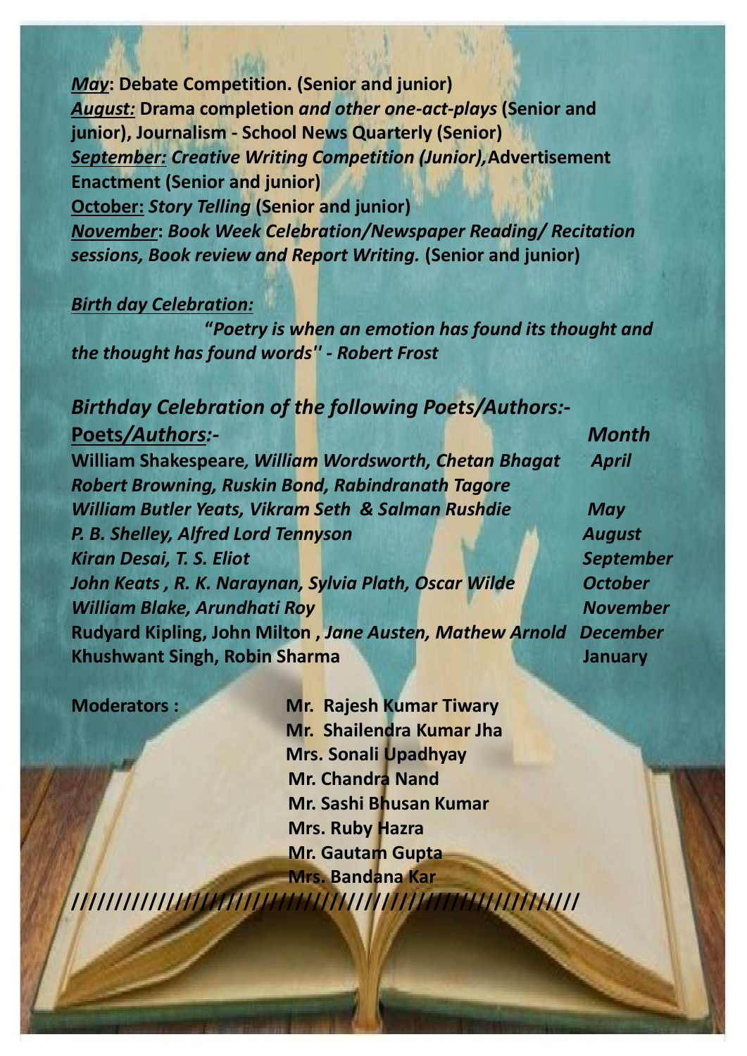***May*: Debate Competition. (Senior and junior)**
***August:* Drama completion *and other one-act-plays* (Senior and junior), Journalism - School News Quarterly (Senior)**
***September:* *Creative Writing Competition (Junior)*, Advertisement Enactment (Senior and junior)**
**October: *Story Telling* (Senior and junior)**
***November*: *Book Week Celebration/Newspaper Reading/ Recitation sessions, Book review and Report Writing.* (Senior and junior)**

***Birth day Celebration:***

***"Poetry is when an emotion has found its thought and the thought has found words'' - Robert Frost***

## *Birthday Celebration of the following Poets/Authors:-*

| **Poets/Authors:-** | ***Month*** |
| --- | --- |
| **William Shakespeare, *William Wordsworth, Chetan Bhagat*** | ***April*** |
| ***Robert Browning, Ruskin Bond, Rabindranath Tagore*** | |
| ***William Butler Yeats, Vikram Seth & Salman Rushdie*** | ***May*** |
| ***P. B. Shelley, Alfred Lord Tennyson*** | ***August*** |
| ***Kiran Desai, T. S. Eliot*** | ***September*** |
| ***John Keats , R. K. Naraynan, Sylvia Plath, Oscar Wilde*** | ***October*** |
| ***William Blake, Arundhati Roy*** | ***November*** |
| **Rudyard Kipling, John Milton , *Jane Austen, Mathew Arnold*** | ***December*** |
| **Khushwant Singh, Robin Sharma** | **January** |

**Moderators :**

**Mr. Rajesh Kumar Tiwary**
**Mr. Shailendra Kumar Jha**
**Mrs. Sonali Upadhyay**
**Mr. Chandra Nand**
**Mr. Sashi Bhusan Kumar**
**Mrs. Ruby Hazra**
**Mr. Gautam Gupta**
**Mrs. Bandana Kar**

**////////////////////////////////////////////////////////////////**